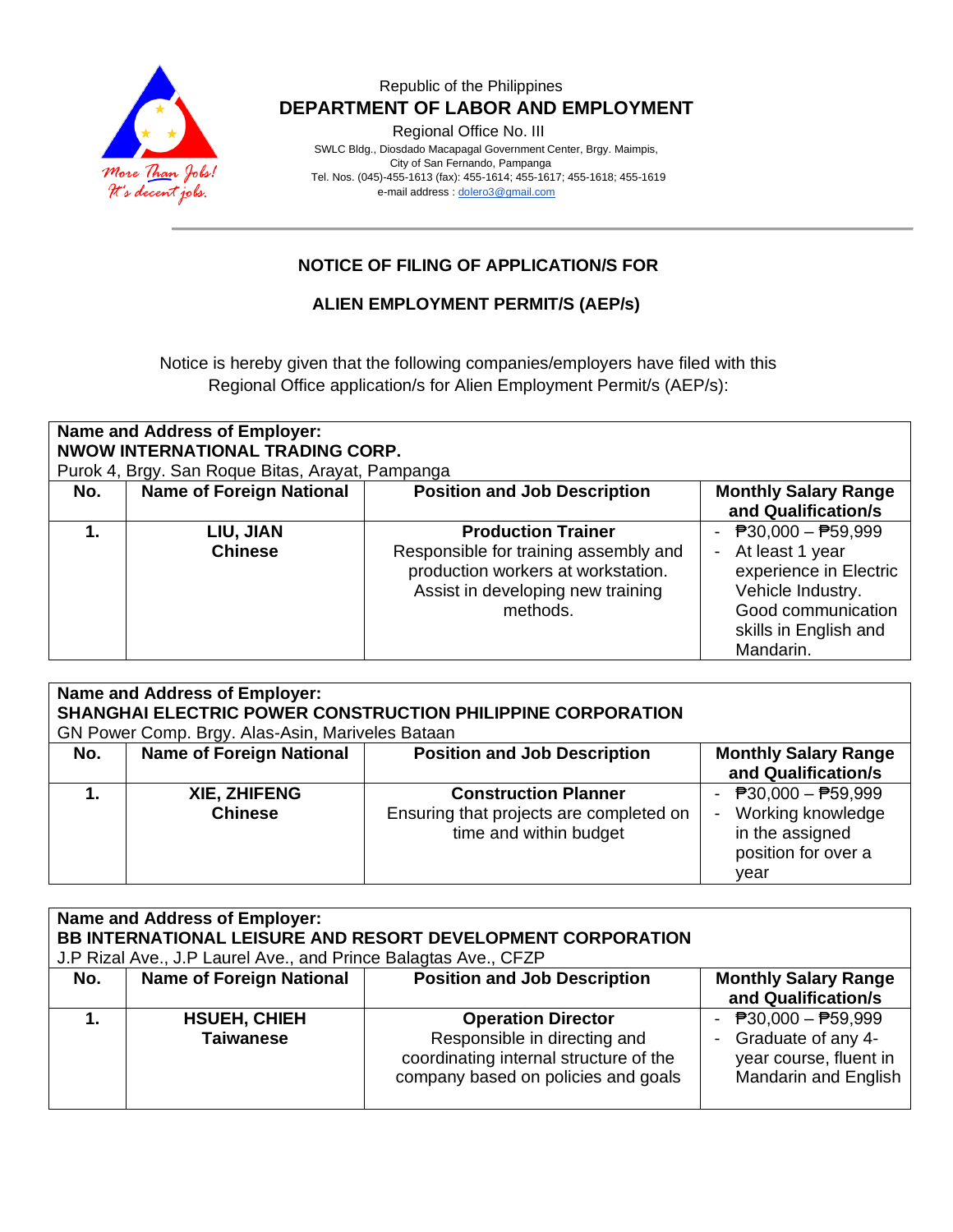Republic of the Philippines

**DEPARTMENT OF LABOR AND EMPLOYMENT**

Regional Office No. III

SWLC Bldg., Diosdado Macapagal Government Center, Brgy. Maimpis,
City of San Fernando, Pampanga
Tel. Nos. (045)-455-1613 (fax): 455-1614; 455-1617; 455-1618; 455-1619
e-mail address : dolero3@gmail.com

More Than Jobs! It's decent jobs.

## NOTICE OF FILING OF APPLICATION/S FOR

## ALIEN EMPLOYMENT PERMIT/S (AEP/s)

Notice is hereby given that the following companies/employers have filed with this Regional Office application/s for Alien Employment Permit/s (AEP/s):

**Name and Address of Employer:**
**NWOW INTERNATIONAL TRADING CORP.**
Purok 4, Brgy. San Roque Bitas, Arayat, Pampanga

| No. | Name of Foreign National | Position and Job Description | Monthly Salary Range and Qualification/s |
|---|---|---|---|
| **1.** | **LIU, JIAN**<br>**Chinese** | **Production Trainer**<br>Responsible for training assembly and production workers at workstation. Assist in developing new training methods. | - ₱30,000 – ₱59,999<br>- At least 1 year experience in Electric Vehicle Industry. Good communication skills in English and Mandarin. |

**Name and Address of Employer:**
**SHANGHAI ELECTRIC POWER CONSTRUCTION PHILIPPINE CORPORATION**
GN Power Comp. Brgy. Alas-Asin, Mariveles Bataan

| No. | Name of Foreign National | Position and Job Description | Monthly Salary Range and Qualification/s |
|---|---|---|---|
| **1.** | **XIE, ZHIFENG**<br>**Chinese** | **Construction Planner**<br>Ensuring that projects are completed on time and within budget | - ₱30,000 – ₱59,999<br>- Working knowledge in the assigned position for over a year |

**Name and Address of Employer:**
**BB INTERNATIONAL LEISURE AND RESORT DEVELOPMENT CORPORATION**
J.P Rizal Ave., J.P Laurel Ave., and Prince Balagtas Ave., CFZP

| No. | Name of Foreign National | Position and Job Description | Monthly Salary Range and Qualification/s |
|---|---|---|---|
| **1.** | **HSUEH, CHIEH**<br>**Taiwanese** | **Operation Director**<br>Responsible in directing and coordinating internal structure of the company based on policies and goals | - ₱30,000 – ₱59,999<br>- Graduate of any 4-year course, fluent in Mandarin and English |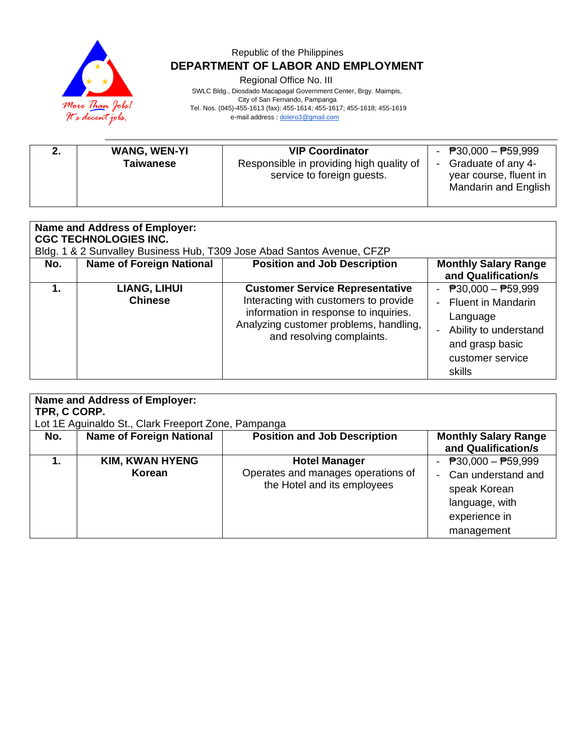Republic of the Philippines
**DEPARTMENT OF LABOR AND EMPLOYMENT**
Regional Office No. III
SWLC Bldg., Diosdado Macapagal Government Center, Brgy. Maimpis,
City of San Fernando, Pampanga
Tel. Nos. (045)-455-1613 (fax): 455-1614; 455-1617; 455-1618; 455-1619
e-mail address : dolero3@gmail.com

| | | | |
|---|---|---|---|
| **2.** | **WANG, WEN-YI**<br>**Taiwanese** | **VIP Coordinator**<br>Responsible in providing high quality of service to foreign guests. | - ₱30,000 – ₱59,999<br>- Graduate of any 4-year course, fluent in Mandarin and English |

**Name and Address of Employer:**
**CGC TECHNOLOGIES INC.**
Bldg. 1 & 2 Sunvalley Business Hub, T309 Jose Abad Santos Avenue, CFZP

| No. | Name of Foreign National | Position and Job Description | Monthly Salary Range and Qualification/s |
|---|---|---|---|
| **1.** | **LIANG, LIHUI**<br>**Chinese** | **Customer Service Representative**<br>Interacting with customers to provide information in response to inquiries. Analyzing customer problems, handling, and resolving complaints. | - ₱30,000 – ₱59,999<br>- Fluent in Mandarin Language<br>- Ability to understand and grasp basic customer service skills |

**Name and Address of Employer:**
**TPR, C CORP.**
Lot 1E Aguinaldo St., Clark Freeport Zone, Pampanga

| No. | Name of Foreign National | Position and Job Description | Monthly Salary Range and Qualification/s |
|---|---|---|---|
| **1.** | **KIM, KWAN HYENG**<br>**Korean** | **Hotel Manager**<br>Operates and manages operations of the Hotel and its employees | - ₱30,000 – ₱59,999<br>- Can understand and speak Korean language, with experience in management |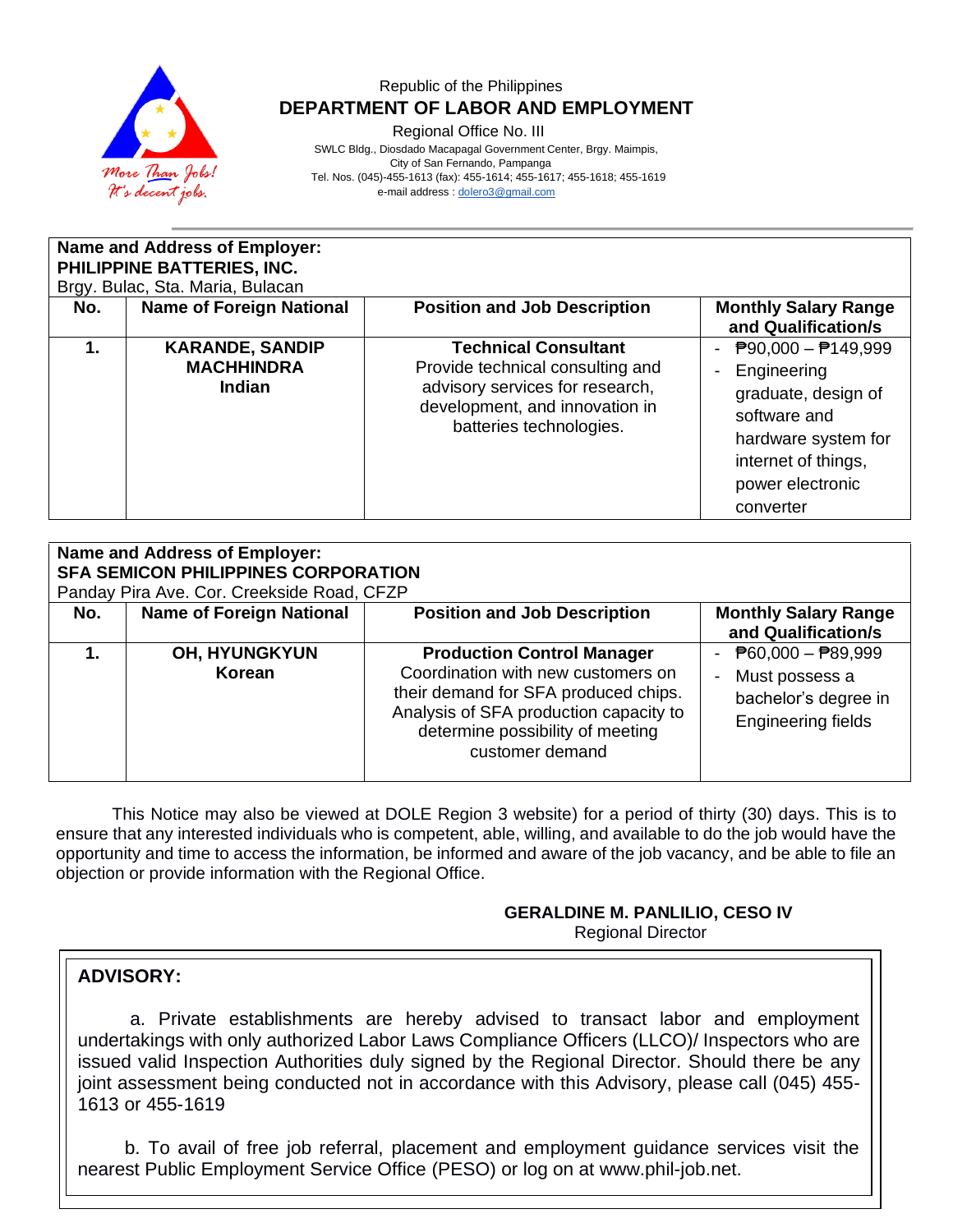Republic of the Philippines
**DEPARTMENT OF LABOR AND EMPLOYMENT**
Regional Office No. III
SWLC Bldg., Diosdado Macapagal Government Center, Brgy. Maimpis,
City of San Fernando, Pampanga
Tel. Nos. (045)-455-1613 (fax): 455-1614; 455-1617; 455-1618; 455-1619
e-mail address : dolero3@gmail.com

**Name and Address of Employer:**
**PHILIPPINE BATTERIES, INC.**
Brgy. Bulac, Sta. Maria, Bulacan

| No. | Name of Foreign National | Position and Job Description | Monthly Salary Range and Qualification/s |
|---|---|---|---|
| **1.** | **KARANDE, SANDIP MACHHINDRA** **Indian** | **Technical Consultant** Provide technical consulting and advisory services for research, development, and innovation in batteries technologies. | - ₱90,000 – ₱149,999 - Engineering graduate, design of software and hardware system for internet of things, power electronic converter |

**Name and Address of Employer:**
**SFA SEMICON PHILIPPINES CORPORATION**
Panday Pira Ave. Cor. Creekside Road, CFZP

| No. | Name of Foreign National | Position and Job Description | Monthly Salary Range and Qualification/s |
|---|---|---|---|
| **1.** | **OH, HYUNGKYUN** **Korean** | **Production Control Manager** Coordination with new customers on their demand for SFA produced chips. Analysis of SFA production capacity to determine possibility of meeting customer demand | - ₱60,000 – ₱89,999 - Must possess a bachelor's degree in Engineering fields |

This Notice may also be viewed at DOLE Region 3 website) for a period of thirty (30) days. This is to ensure that any interested individuals who is competent, able, willing, and available to do the job would have the opportunity and time to access the information, be informed and aware of the job vacancy, and be able to file an objection or provide information with the Regional Office.

**GERALDINE M. PANLILIO, CESO IV**
Regional Director

**ADVISORY:**

a. Private establishments are hereby advised to transact labor and employment undertakings with only authorized Labor Laws Compliance Officers (LLCO)/ Inspectors who are issued valid Inspection Authorities duly signed by the Regional Director. Should there be any joint assessment being conducted not in accordance with this Advisory, please call (045) 455-1613 or 455-1619

b. To avail of free job referral, placement and employment guidance services visit the nearest Public Employment Service Office (PESO) or log on at www.phil-job.net.